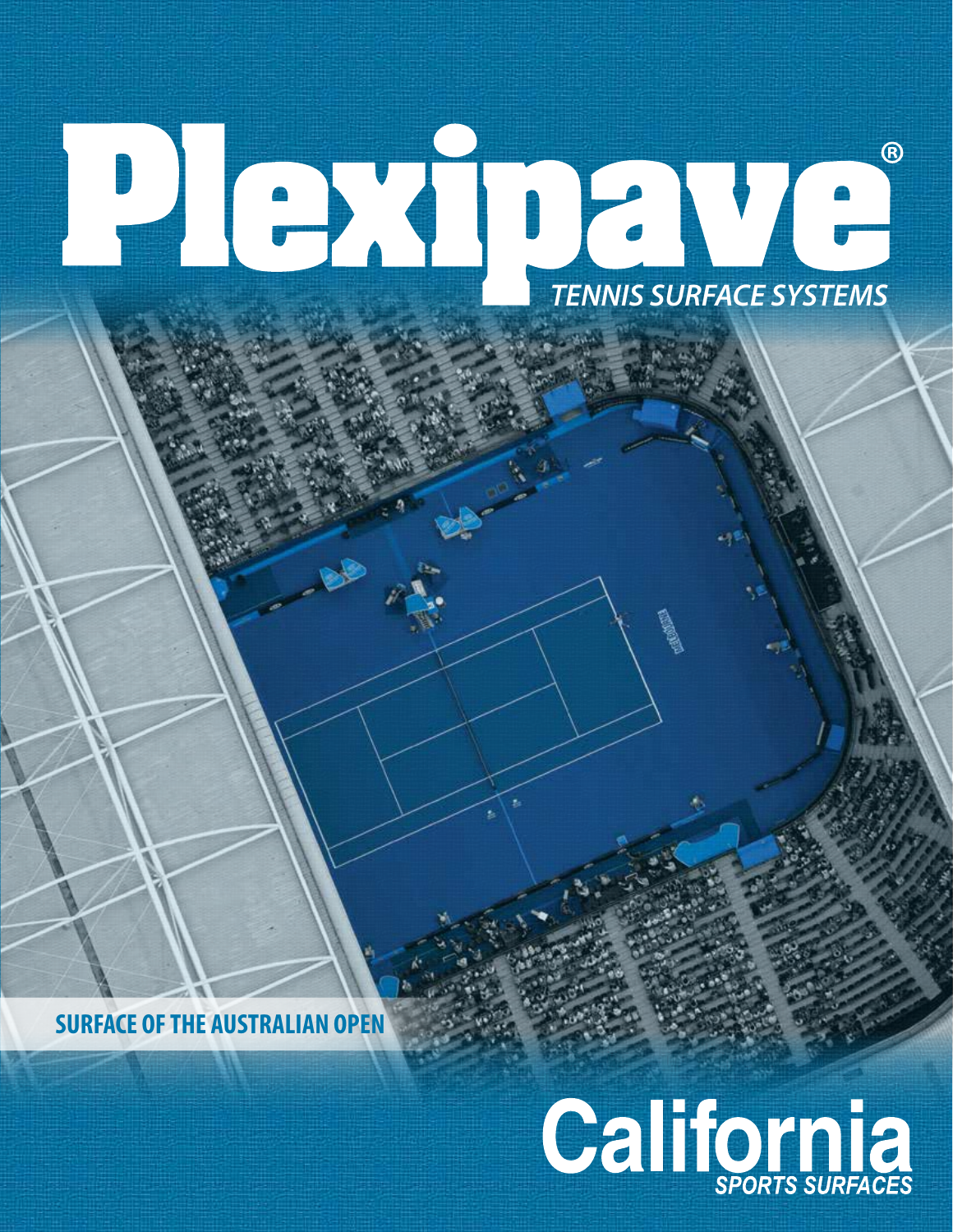# Plexipave®

## TENNIS SURFACE SYSTEMS

**SURFACE OF THE AUSTRALIAN OPEN**

**California**
*SPORTS SURFACES*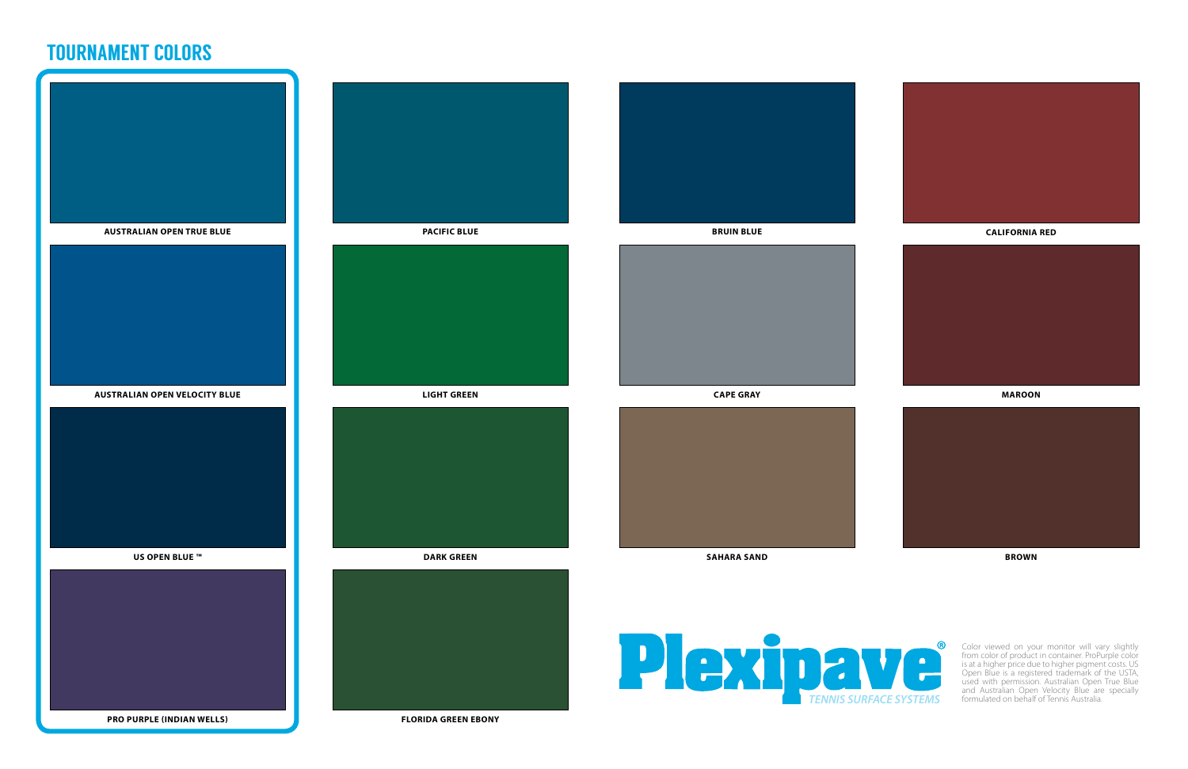## TOURNAMENT COLORS

**AUSTRALIAN OPEN TRUE BLUE**

**AUSTRALIAN OPEN VELOCITY BLUE**

**US OPEN BLUE ™**

**PRO PURPLE (INDIAN WELLS)**

**PACIFIC BLUE**

**LIGHT GREEN**

**DARK GREEN**

**FLORIDA GREEN EBONY**

**BRUIN BLUE**

**CAPE GRAY**

**SAHARA SAND**

**CALIFORNIA RED**

**MAROON**

**BROWN**

Plexipave® *TENNIS SURFACE SYSTEMS*

Color viewed on your monitor will vary slightly from color of product in container. ProPurple color is at a higher price due to higher pigment costs. US Open Blue is a registered trademark of the USTA, used with permission. Australian Open True Blue and Australian Open Velocity Blue are specially formulated on behalf of Tennis Australia.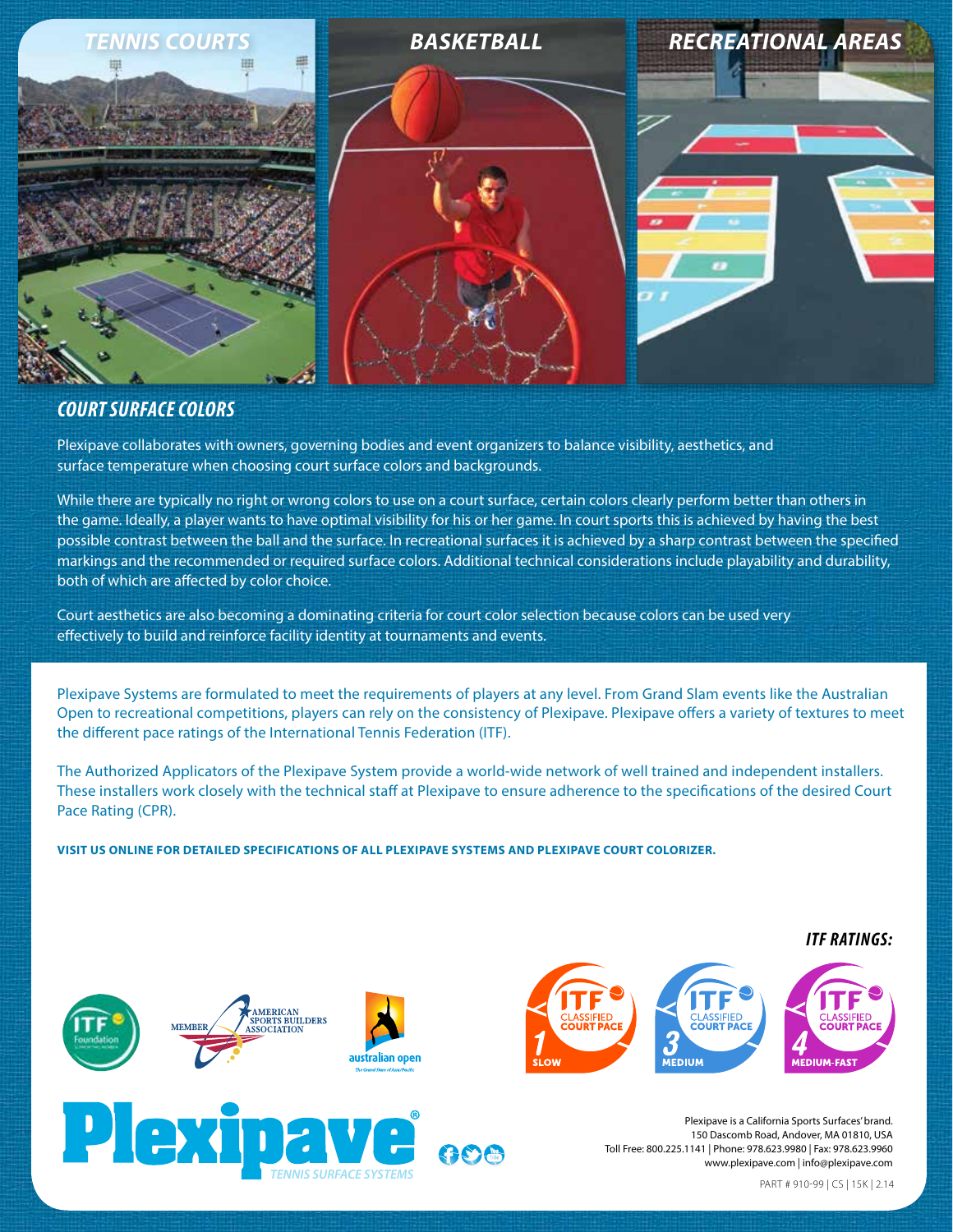TENNIS COURTS

BASKETBALL

RECREATIONAL AREAS

## COURT SURFACE COLORS

Plexipave collaborates with owners, governing bodies and event organizers to balance visibility, aesthetics, and surface temperature when choosing court surface colors and backgrounds.

While there are typically no right or wrong colors to use on a court surface, certain colors clearly perform better than others in the game. Ideally, a player wants to have optimal visibility for his or her game. In court sports this is achieved by having the best possible contrast between the ball and the surface. In recreational surfaces it is achieved by a sharp contrast between the specified markings and the recommended or required surface colors. Additional technical considerations include playability and durability, both of which are affected by color choice.

Court aesthetics are also becoming a dominating criteria for court color selection because colors can be used very effectively to build and reinforce facility identity at tournaments and events.

Plexipave Systems are formulated to meet the requirements of players at any level. From Grand Slam events like the Australian Open to recreational competitions, players can rely on the consistency of Plexipave. Plexipave offers a variety of textures to meet the different pace ratings of the International Tennis Federation (ITF).

The Authorized Applicators of the Plexipave System provide a world-wide network of well trained and independent installers. These installers work closely with the technical staff at Plexipave to ensure adherence to the specifications of the desired Court Pace Rating (CPR).

**VISIT US ONLINE FOR DETAILED SPECIFICATIONS OF ALL PLEXIPAVE SYSTEMS AND PLEXIPAVE COURT COLORIZER.**

### ITF RATINGS:

ITF CLASSIFIED COURT PACE 1 SLOW

ITF CLASSIFIED COURT PACE 3 MEDIUM

ITF CLASSIFIED COURT PACE 4 MEDIUM-FAST

ITF Foundation

MEMBER AMERICAN SPORTS BUILDERS ASSOCIATION

australian open

Plexipave® TENNIS SURFACE SYSTEMS

Plexipave is a California Sports Surfaces' brand.
150 Dascomb Road, Andover, MA 01810, USA
Toll Free: 800.225.1141 | Phone: 978.623.9980 | Fax: 978.623.9960
www.plexipave.com | info@plexipave.com

PART # 910-99 | CS | 15K | 2.14